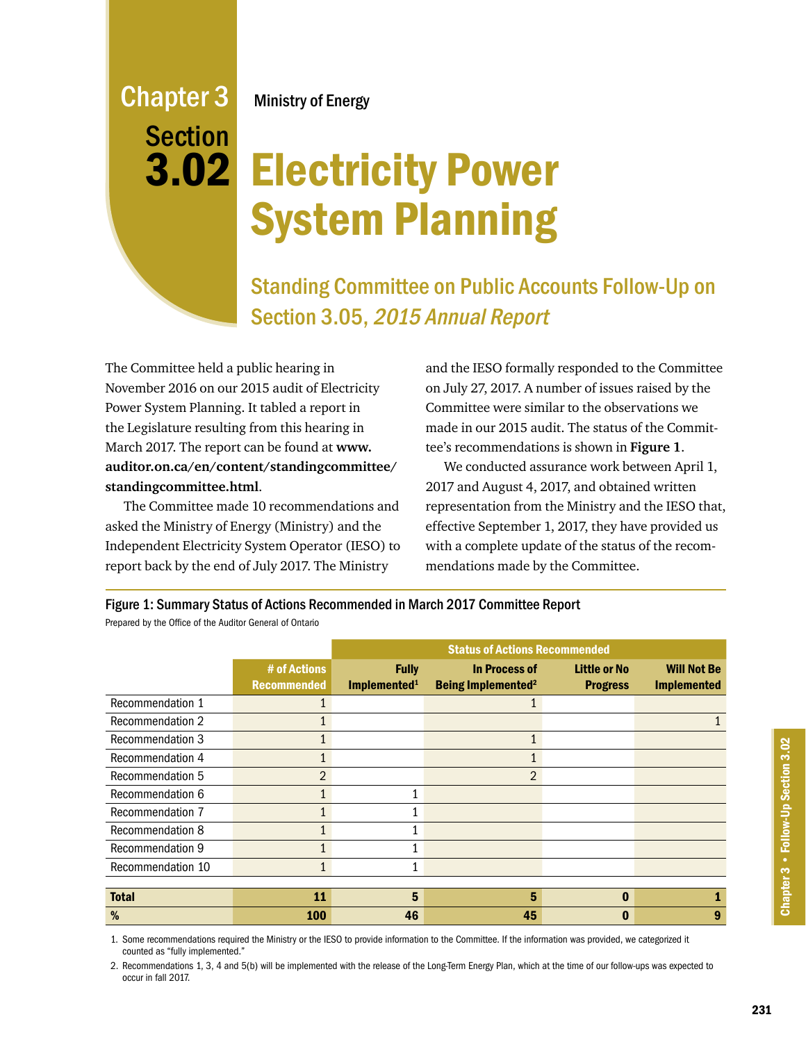# Chapter 3 Section 3.02

Ministry of Energy

# Electricity Power System Planning

## Standing Committee on Public Accounts Follow-Up on Section 3.05, *2015 Annual Report*

The Committee held a public hearing in November 2016 on our 2015 audit of Electricity Power System Planning. It tabled a report in the Legislature resulting from this hearing in March 2017. The report can be found at **www.auditor.on.ca/en/content/standingcommittee/standingcommittee.html**.

The Committee made 10 recommendations and asked the Ministry of Energy (Ministry) and the Independent Electricity System Operator (IESO) to report back by the end of July 2017. The Ministry and the IESO formally responded to the Committee on July 27, 2017. A number of issues raised by the Committee were similar to the observations we made in our 2015 audit. The status of the Committee's recommendations is shown in **Figure 1**.

We conducted assurance work between April 1, 2017 and August 4, 2017, and obtained written representation from the Ministry and the IESO that, effective September 1, 2017, they have provided us with a complete update of the status of the recommendations made by the Committee.

**Figure 1: Summary Status of Actions Recommended in March 2017 Committee Report**

Prepared by the Office of the Auditor General of Ontario

| | | Status of Actions Recommended | | | |
|---|---|---|---|---|---|
| | # of Actions Recommended | Fully Implemented[1] | In Process of Being Implemented[2] | Little or No Progress | Will Not Be Implemented |
| Recommendation 1 | 1 | | 1 | | |
| Recommendation 2 | 1 | | | | 1 |
| Recommendation 3 | 1 | | 1 | | |
| Recommendation 4 | 1 | | 1 | | |
| Recommendation 5 | 2 | | 2 | | |
| Recommendation 6 | 1 | 1 | | | |
| Recommendation 7 | 1 | 1 | | | |
| Recommendation 8 | 1 | 1 | | | |
| Recommendation 9 | 1 | 1 | | | |
| Recommendation 10 | 1 | 1 | | | |
| **Total** | **11** | **5** | **5** | **0** | **1** |
| **%** | **100** | **46** | **45** | **0** | **9** |

1. Some recommendations required the Ministry or the IESO to provide information to the Committee. If the information was provided, we categorized it counted as "fully implemented."
2. Recommendations 1, 3, 4 and 5(b) will be implemented with the release of the Long-Term Energy Plan, which at the time of our follow-ups was expected to occur in fall 2017.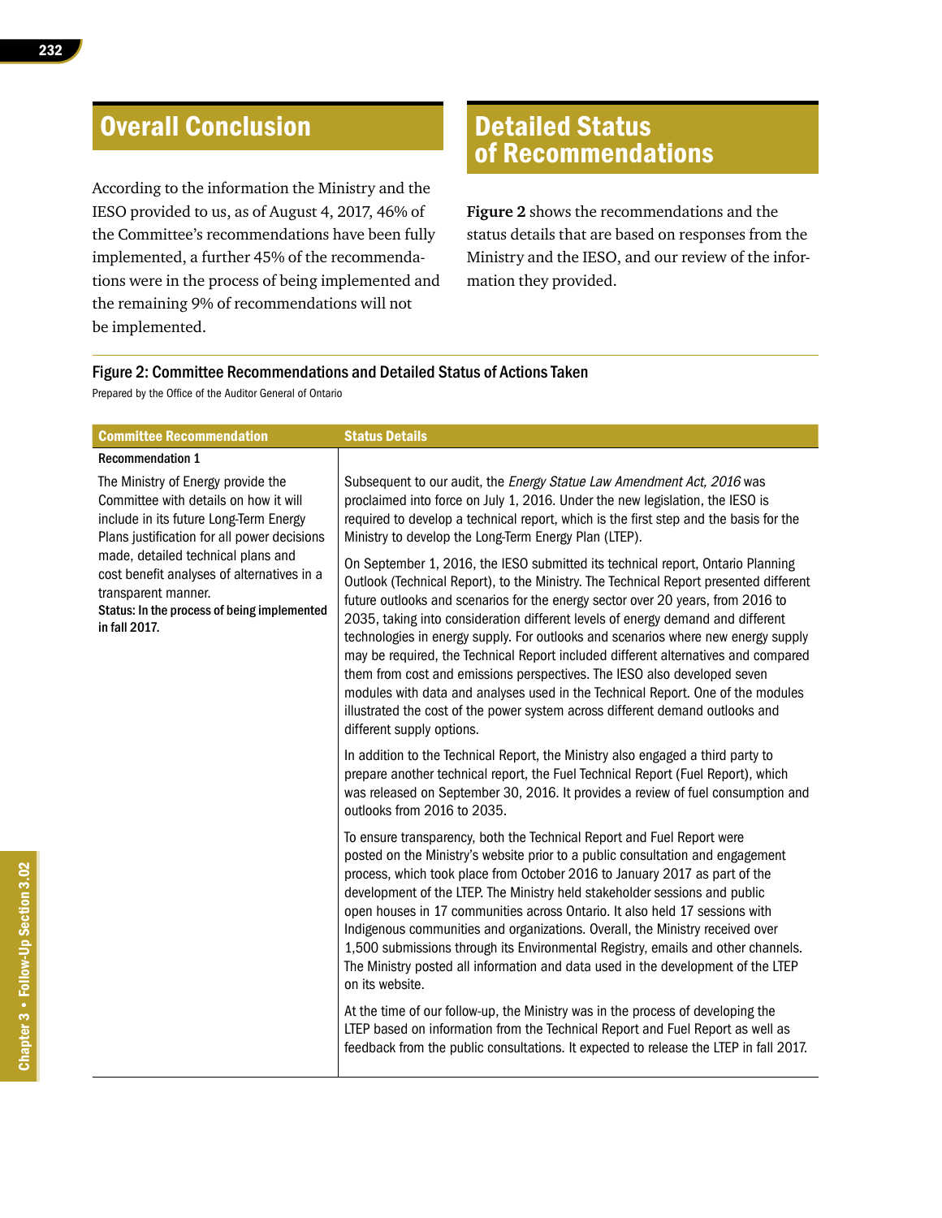## Overall Conclusion

According to the information the Ministry and the IESO provided to us, as of August 4, 2017, 46% of the Committee's recommendations have been fully implemented, a further 45% of the recommendations were in the process of being implemented and the remaining 9% of recommendations will not be implemented.

## Detailed Status of Recommendations

**Figure 2** shows the recommendations and the status details that are based on responses from the Ministry and the IESO, and our review of the information they provided.

**Figure 2: Committee Recommendations and Detailed Status of Actions Taken**

Prepared by the Office of the Auditor General of Ontario

| Committee Recommendation | Status Details |
|---|---|
| **Recommendation 1**<br>The Ministry of Energy provide the Committee with details on how it will include in its future Long-Term Energy Plans justification for all power decisions made, detailed technical plans and cost benefit analyses of alternatives in a transparent manner.<br>**Status: In the process of being implemented in fall 2017.** | Subsequent to our audit, the *Energy Statue Law Amendment Act, 2016* was proclaimed into force on July 1, 2016. Under the new legislation, the IESO is required to develop a technical report, which is the first step and the basis for the Ministry to develop the Long-Term Energy Plan (LTEP).<br><br>On September 1, 2016, the IESO submitted its technical report, Ontario Planning Outlook (Technical Report), to the Ministry. The Technical Report presented different future outlooks and scenarios for the energy sector over 20 years, from 2016 to 2035, taking into consideration different levels of energy demand and different technologies in energy supply. For outlooks and scenarios where new energy supply may be required, the Technical Report included different alternatives and compared them from cost and emissions perspectives. The IESO also developed seven modules with data and analyses used in the Technical Report. One of the modules illustrated the cost of the power system across different demand outlooks and different supply options.<br><br>In addition to the Technical Report, the Ministry also engaged a third party to prepare another technical report, the Fuel Technical Report (Fuel Report), which was released on September 30, 2016. It provides a review of fuel consumption and outlooks from 2016 to 2035.<br><br>To ensure transparency, both the Technical Report and Fuel Report were posted on the Ministry's website prior to a public consultation and engagement process, which took place from October 2016 to January 2017 as part of the development of the LTEP. The Ministry held stakeholder sessions and public open houses in 17 communities across Ontario. It also held 17 sessions with Indigenous communities and organizations. Overall, the Ministry received over 1,500 submissions through its Environmental Registry, emails and other channels. The Ministry posted all information and data used in the development of the LTEP on its website.<br><br>At the time of our follow-up, the Ministry was in the process of developing the LTEP based on information from the Technical Report and Fuel Report as well as feedback from the public consultations. It expected to release the LTEP in fall 2017. |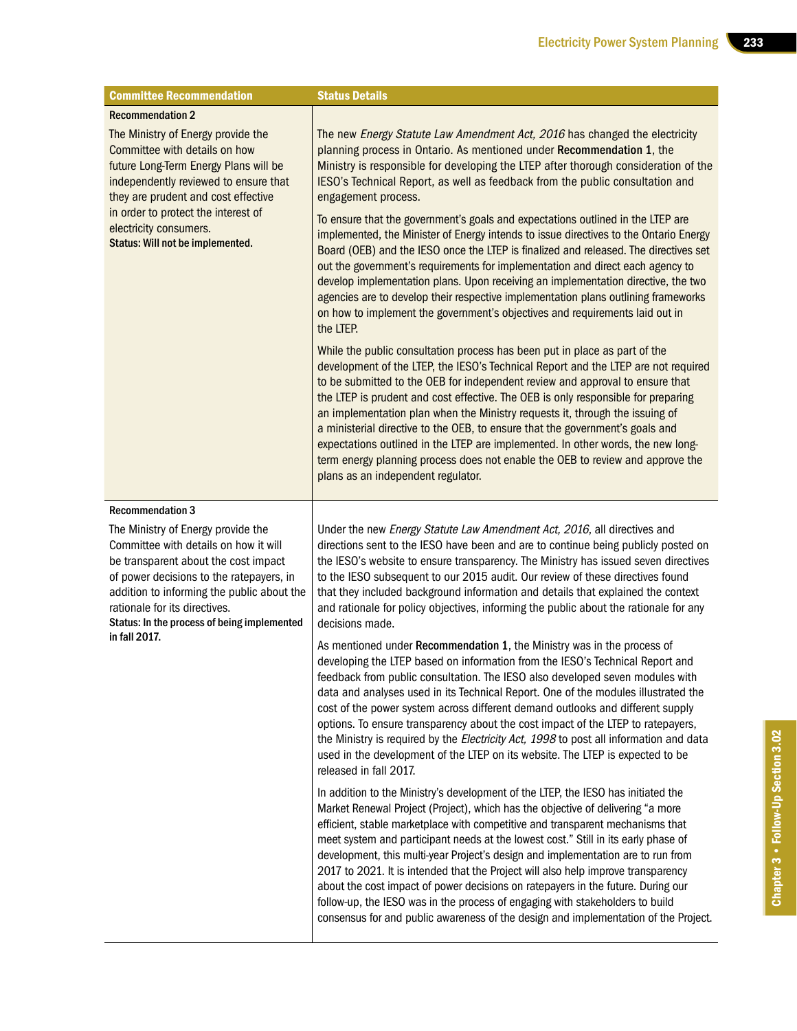| Committee Recommendation | Status Details |
|---|---|
| **Recommendation 2**<br><br>The Ministry of Energy provide the Committee with details on how future Long-Term Energy Plans will be independently reviewed to ensure that they are prudent and cost effective in order to protect the interest of electricity consumers.<br>**Status: Will not be implemented.** | The new *Energy Statute Law Amendment Act, 2016* has changed the electricity planning process in Ontario. As mentioned under **Recommendation 1**, the Ministry is responsible for developing the LTEP after thorough consideration of the IESO's Technical Report, as well as feedback from the public consultation and engagement process.<br><br>To ensure that the government's goals and expectations outlined in the LTEP are implemented, the Minister of Energy intends to issue directives to the Ontario Energy Board (OEB) and the IESO once the LTEP is finalized and released. The directives set out the government's requirements for implementation and direct each agency to develop implementation plans. Upon receiving an implementation directive, the two agencies are to develop their respective implementation plans outlining frameworks on how to implement the government's objectives and requirements laid out in the LTEP.<br><br>While the public consultation process has been put in place as part of the development of the LTEP, the IESO's Technical Report and the LTEP are not required to be submitted to the OEB for independent review and approval to ensure that the LTEP is prudent and cost effective. The OEB is only responsible for preparing an implementation plan when the Ministry requests it, through the issuing of a ministerial directive to the OEB, to ensure that the government's goals and expectations outlined in the LTEP are implemented. In other words, the new long-term energy planning process does not enable the OEB to review and approve the plans as an independent regulator. |
| **Recommendation 3**<br><br>The Ministry of Energy provide the Committee with details on how it will be transparent about the cost impact of power decisions to the ratepayers, in addition to informing the public about the rationale for its directives.<br>**Status: In the process of being implemented in fall 2017.** | Under the new *Energy Statute Law Amendment Act, 2016*, all directives and directions sent to the IESO have been and are to continue being publicly posted on the IESO's website to ensure transparency. The Ministry has issued seven directives to the IESO subsequent to our 2015 audit. Our review of these directives found that they included background information and details that explained the context and rationale for policy objectives, informing the public about the rationale for any decisions made.<br><br>As mentioned under **Recommendation 1**, the Ministry was in the process of developing the LTEP based on information from the IESO's Technical Report and feedback from public consultation. The IESO also developed seven modules with data and analyses used in its Technical Report. One of the modules illustrated the cost of the power system across different demand outlooks and different supply options. To ensure transparency about the cost impact of the LTEP to ratepayers, the Ministry is required by the *Electricity Act, 1998* to post all information and data used in the development of the LTEP on its website. The LTEP is expected to be released in fall 2017.<br><br>In addition to the Ministry's development of the LTEP, the IESO has initiated the Market Renewal Project (Project), which has the objective of delivering "a more efficient, stable marketplace with competitive and transparent mechanisms that meet system and participant needs at the lowest cost." Still in its early phase of development, this multi-year Project's design and implementation are to run from 2017 to 2021. It is intended that the Project will also help improve transparency about the cost impact of power decisions on ratepayers in the future. During our follow-up, the IESO was in the process of engaging with stakeholders to build consensus for and public awareness of the design and implementation of the Project. |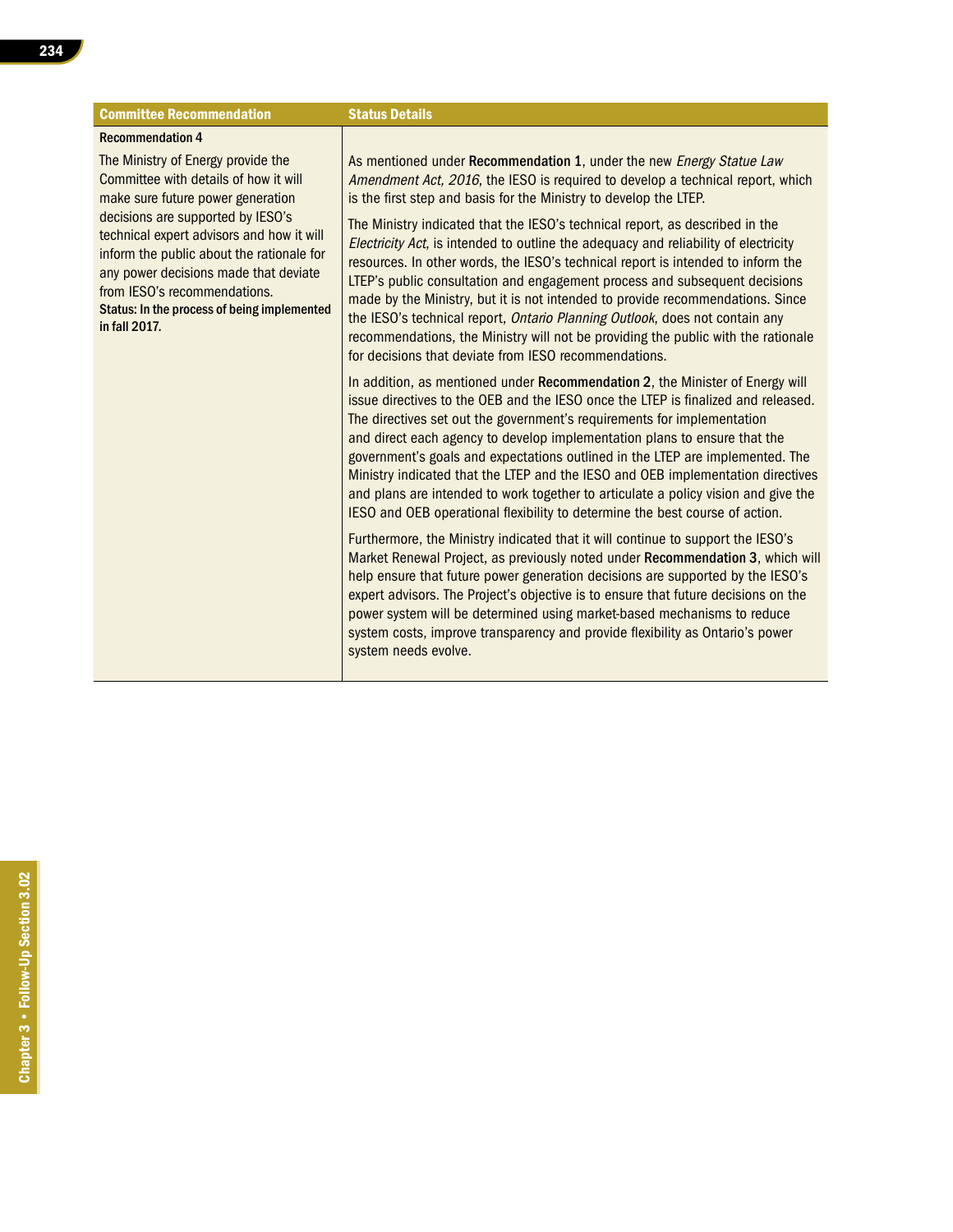| Committee Recommendation | Status Details |
| --- | --- |
| **Recommendation 4**<br><br>The Ministry of Energy provide the Committee with details of how it will make sure future power generation decisions are supported by IESO's technical expert advisors and how it will inform the public about the rationale for any power decisions made that deviate from IESO's recommendations.<br>**Status: In the process of being implemented in fall 2017.** | As mentioned under **Recommendation 1**, under the new *Energy Statue Law Amendment Act, 2016*, the IESO is required to develop a technical report, which is the first step and basis for the Ministry to develop the LTEP.<br><br>The Ministry indicated that the IESO's technical report, as described in the *Electricity Act*, is intended to outline the adequacy and reliability of electricity resources. In other words, the IESO's technical report is intended to inform the LTEP's public consultation and engagement process and subsequent decisions made by the Ministry, but it is not intended to provide recommendations. Since the IESO's technical report, *Ontario Planning Outlook*, does not contain any recommendations, the Ministry will not be providing the public with the rationale for decisions that deviate from IESO recommendations.<br><br>In addition, as mentioned under **Recommendation 2**, the Minister of Energy will issue directives to the OEB and the IESO once the LTEP is finalized and released. The directives set out the government's requirements for implementation and direct each agency to develop implementation plans to ensure that the government's goals and expectations outlined in the LTEP are implemented. The Ministry indicated that the LTEP and the IESO and OEB implementation directives and plans are intended to work together to articulate a policy vision and give the IESO and OEB operational flexibility to determine the best course of action.<br><br>Furthermore, the Ministry indicated that it will continue to support the IESO's Market Renewal Project, as previously noted under **Recommendation 3**, which will help ensure that future power generation decisions are supported by the IESO's expert advisors. The Project's objective is to ensure that future decisions on the power system will be determined using market-based mechanisms to reduce system costs, improve transparency and provide flexibility as Ontario's power system needs evolve. |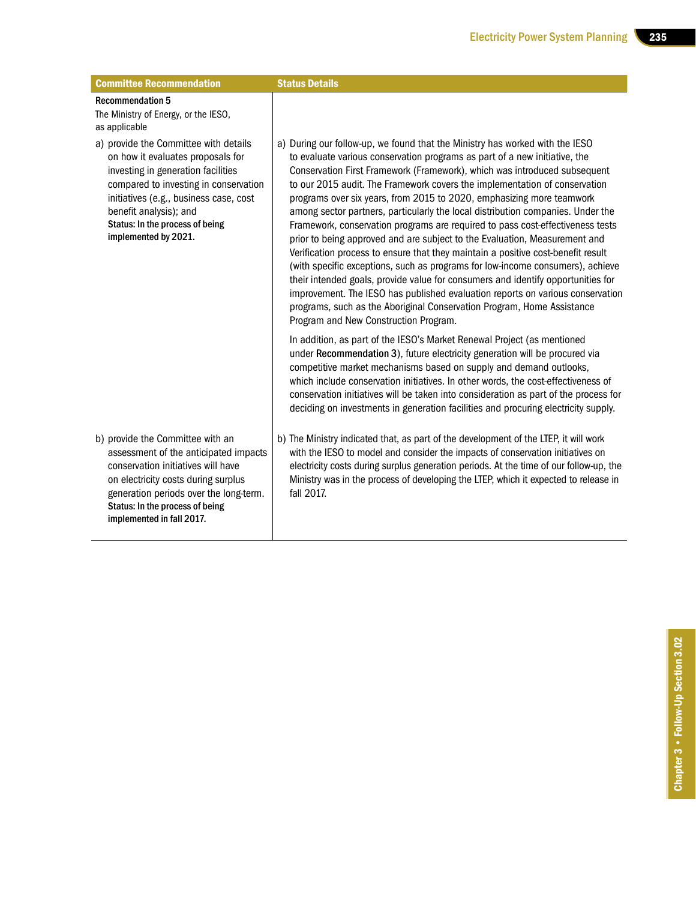| Committee Recommendation | Status Details |
|---|---|
| **Recommendation 5**<br>The Ministry of Energy, or the IESO, as applicable | |
| a) provide the Committee with details on how it evaluates proposals for investing in generation facilities compared to investing in conservation initiatives (e.g., business case, cost benefit analysis); and<br>**Status: In the process of being implemented by 2021.** | a) During our follow-up, we found that the Ministry has worked with the IESO to evaluate various conservation programs as part of a new initiative, the Conservation First Framework (Framework), which was introduced subsequent to our 2015 audit. The Framework covers the implementation of conservation programs over six years, from 2015 to 2020, emphasizing more teamwork among sector partners, particularly the local distribution companies. Under the Framework, conservation programs are required to pass cost-effectiveness tests prior to being approved and are subject to the Evaluation, Measurement and Verification process to ensure that they maintain a positive cost-benefit result (with specific exceptions, such as programs for low-income consumers), achieve their intended goals, provide value for consumers and identify opportunities for improvement. The IESO has published evaluation reports on various conservation programs, such as the Aboriginal Conservation Program, Home Assistance Program and New Construction Program.<br><br>In addition, as part of the IESO's Market Renewal Project (as mentioned under **Recommendation 3**), future electricity generation will be procured via competitive market mechanisms based on supply and demand outlooks, which include conservation initiatives. In other words, the cost-effectiveness of conservation initiatives will be taken into consideration as part of the process for deciding on investments in generation facilities and procuring electricity supply. |
| b) provide the Committee with an assessment of the anticipated impacts conservation initiatives will have on electricity costs during surplus generation periods over the long-term.<br>**Status: In the process of being implemented in fall 2017.** | b) The Ministry indicated that, as part of the development of the LTEP, it will work with the IESO to model and consider the impacts of conservation initiatives on electricity costs during surplus generation periods. At the time of our follow-up, the Ministry was in the process of developing the LTEP, which it expected to release in fall 2017. |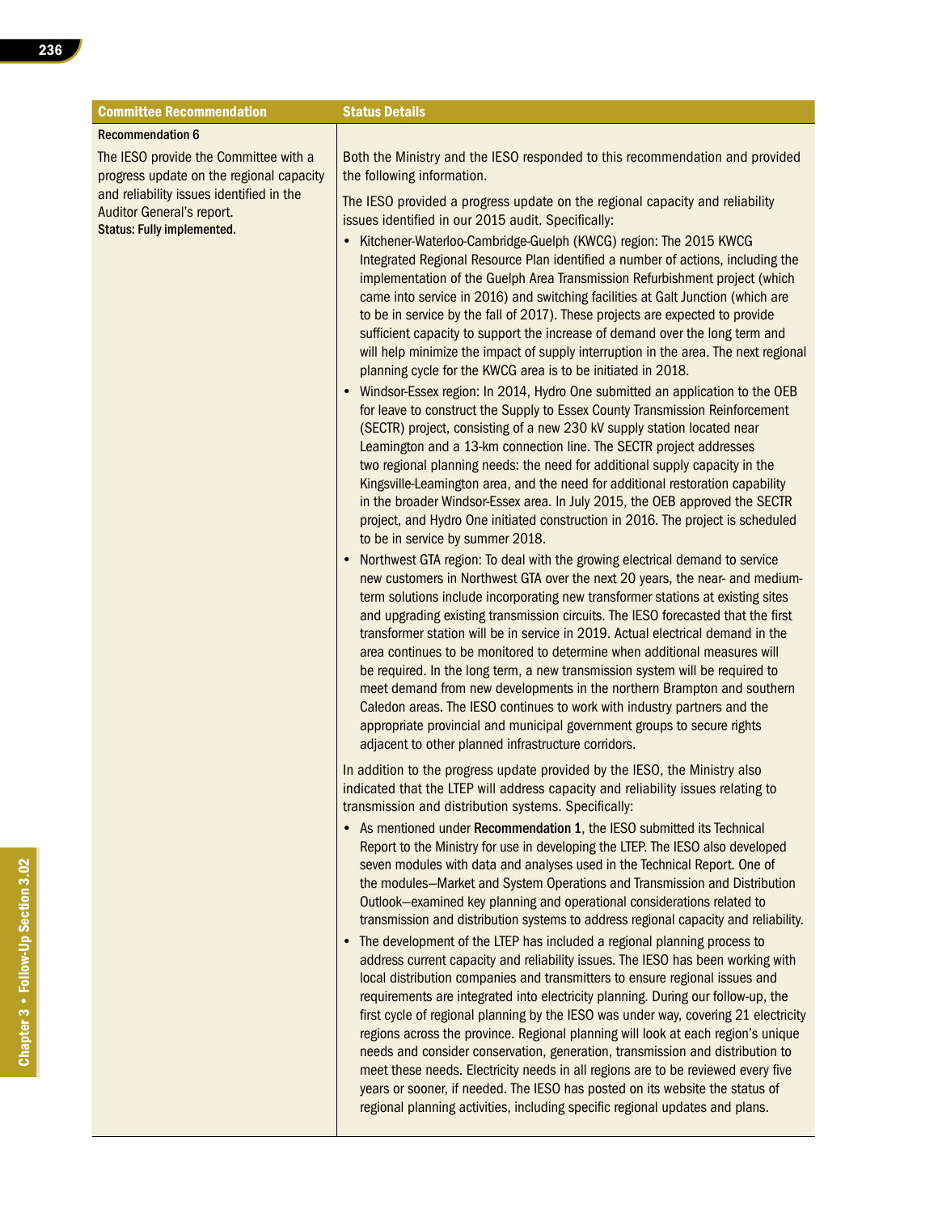| Committee Recommendation | Status Details |
| --- | --- |
| **Recommendation 6**<br><br>The IESO provide the Committee with a progress update on the regional capacity and reliability issues identified in the Auditor General's report.<br>**Status: Fully implemented.** | Both the Ministry and the IESO responded to this recommendation and provided the following information.<br><br>The IESO provided a progress update on the regional capacity and reliability issues identified in our 2015 audit. Specifically:<br><br>• Kitchener-Waterloo-Cambridge-Guelph (KWCG) region: The 2015 KWCG Integrated Regional Resource Plan identified a number of actions, including the implementation of the Guelph Area Transmission Refurbishment project (which came into service in 2016) and switching facilities at Galt Junction (which are to be in service by the fall of 2017). These projects are expected to provide sufficient capacity to support the increase of demand over the long term and will help minimize the impact of supply interruption in the area. The next regional planning cycle for the KWCG area is to be initiated in 2018.<br><br>• Windsor-Essex region: In 2014, Hydro One submitted an application to the OEB for leave to construct the Supply to Essex County Transmission Reinforcement (SECTR) project, consisting of a new 230 kV supply station located near Leamington and a 13-km connection line. The SECTR project addresses two regional planning needs: the need for additional supply capacity in the Kingsville-Leamington area, and the need for additional restoration capability in the broader Windsor-Essex area. In July 2015, the OEB approved the SECTR project, and Hydro One initiated construction in 2016. The project is scheduled to be in service by summer 2018.<br><br>• Northwest GTA region: To deal with the growing electrical demand to service new customers in Northwest GTA over the next 20 years, the near- and medium-term solutions include incorporating new transformer stations at existing sites and upgrading existing transmission circuits. The IESO forecasted that the first transformer station will be in service in 2019. Actual electrical demand in the area continues to be monitored to determine when additional measures will be required. In the long term, a new transmission system will be required to meet demand from new developments in the northern Brampton and southern Caledon areas. The IESO continues to work with industry partners and the appropriate provincial and municipal government groups to secure rights adjacent to other planned infrastructure corridors.<br><br>In addition to the progress update provided by the IESO, the Ministry also indicated that the LTEP will address capacity and reliability issues relating to transmission and distribution systems. Specifically:<br><br>• As mentioned under **Recommendation 1**, the IESO submitted its Technical Report to the Ministry for use in developing the LTEP. The IESO also developed seven modules with data and analyses used in the Technical Report. One of the modules—Market and System Operations and Transmission and Distribution Outlook—examined key planning and operational considerations related to transmission and distribution systems to address regional capacity and reliability.<br><br>• The development of the LTEP has included a regional planning process to address current capacity and reliability issues. The IESO has been working with local distribution companies and transmitters to ensure regional issues and requirements are integrated into electricity planning. During our follow-up, the first cycle of regional planning by the IESO was under way, covering 21 electricity regions across the province. Regional planning will look at each region's unique needs and consider conservation, generation, transmission and distribution to meet these needs. Electricity needs in all regions are to be reviewed every five years or sooner, if needed. The IESO has posted on its website the status of regional planning activities, including specific regional updates and plans. |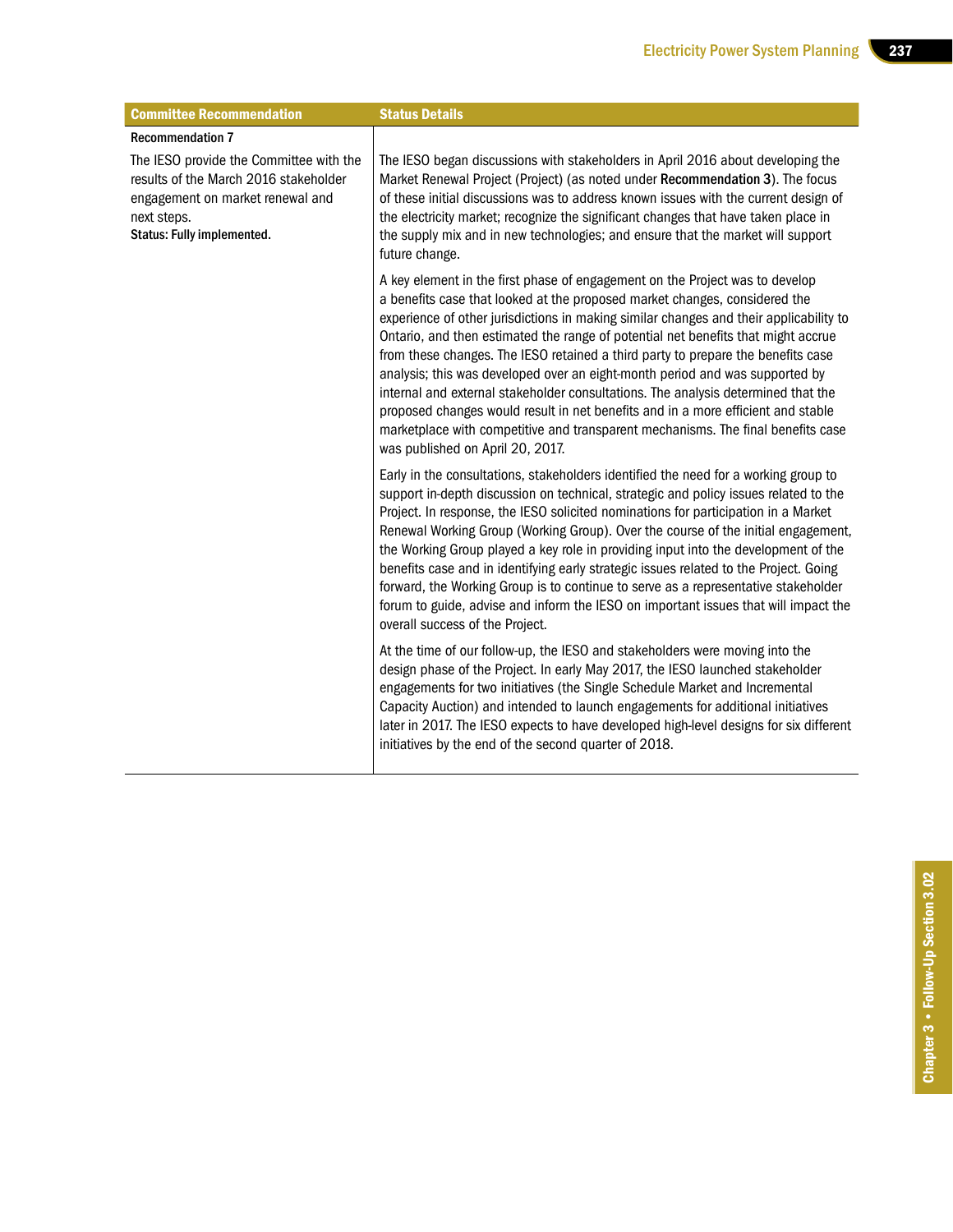| Committee Recommendation | Status Details |
|---|---|
| **Recommendation 7**<br><br>The IESO provide the Committee with the results of the March 2016 stakeholder engagement on market renewal and next steps.<br>**Status: Fully implemented.** | The IESO began discussions with stakeholders in April 2016 about developing the Market Renewal Project (Project) (as noted under **Recommendation 3**). The focus of these initial discussions was to address known issues with the current design of the electricity market; recognize the significant changes that have taken place in the supply mix and in new technologies; and ensure that the market will support future change.<br><br>A key element in the first phase of engagement on the Project was to develop a benefits case that looked at the proposed market changes, considered the experience of other jurisdictions in making similar changes and their applicability to Ontario, and then estimated the range of potential net benefits that might accrue from these changes. The IESO retained a third party to prepare the benefits case analysis; this was developed over an eight-month period and was supported by internal and external stakeholder consultations. The analysis determined that the proposed changes would result in net benefits and in a more efficient and stable marketplace with competitive and transparent mechanisms. The final benefits case was published on April 20, 2017.<br><br>Early in the consultations, stakeholders identified the need for a working group to support in-depth discussion on technical, strategic and policy issues related to the Project. In response, the IESO solicited nominations for participation in a Market Renewal Working Group (Working Group). Over the course of the initial engagement, the Working Group played a key role in providing input into the development of the benefits case and in identifying early strategic issues related to the Project. Going forward, the Working Group is to continue to serve as a representative stakeholder forum to guide, advise and inform the IESO on important issues that will impact the overall success of the Project.<br><br>At the time of our follow-up, the IESO and stakeholders were moving into the design phase of the Project. In early May 2017, the IESO launched stakeholder engagements for two initiatives (the Single Schedule Market and Incremental Capacity Auction) and intended to launch engagements for additional initiatives later in 2017. The IESO expects to have developed high-level designs for six different initiatives by the end of the second quarter of 2018. |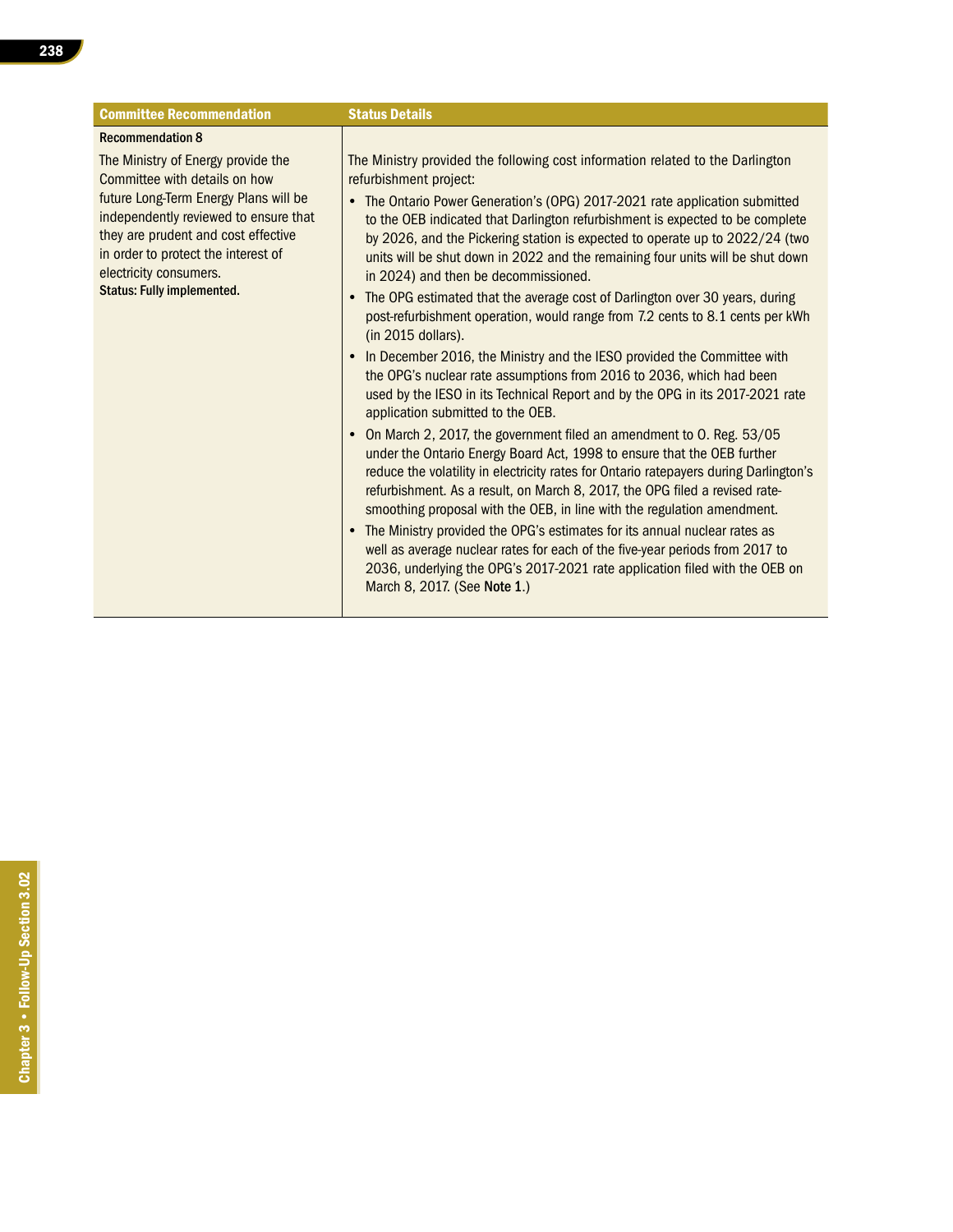| Committee Recommendation | Status Details |
|---|---|
| **Recommendation 8**<br><br>The Ministry of Energy provide the Committee with details on how future Long-Term Energy Plans will be independently reviewed to ensure that they are prudent and cost effective in order to protect the interest of electricity consumers.<br>**Status: Fully implemented.** | The Ministry provided the following cost information related to the Darlington refurbishment project:<br><br>• The Ontario Power Generation's (OPG) 2017-2021 rate application submitted to the OEB indicated that Darlington refurbishment is expected to be complete by 2026, and the Pickering station is expected to operate up to 2022/24 (two units will be shut down in 2022 and the remaining four units will be shut down in 2024) and then be decommissioned.<br>• The OPG estimated that the average cost of Darlington over 30 years, during post-refurbishment operation, would range from 7.2 cents to 8.1 cents per kWh (in 2015 dollars).<br>• In December 2016, the Ministry and the IESO provided the Committee with the OPG's nuclear rate assumptions from 2016 to 2036, which had been used by the IESO in its Technical Report and by the OPG in its 2017-2021 rate application submitted to the OEB.<br>• On March 2, 2017, the government filed an amendment to O. Reg. 53/05 under the Ontario Energy Board Act, 1998 to ensure that the OEB further reduce the volatility in electricity rates for Ontario ratepayers during Darlington's refurbishment. As a result, on March 8, 2017, the OPG filed a revised rate-smoothing proposal with the OEB, in line with the regulation amendment.<br>• The Ministry provided the OPG's estimates for its annual nuclear rates as well as average nuclear rates for each of the five-year periods from 2017 to 2036, underlying the OPG's 2017-2021 rate application filed with the OEB on March 8, 2017. (See **Note 1**.) |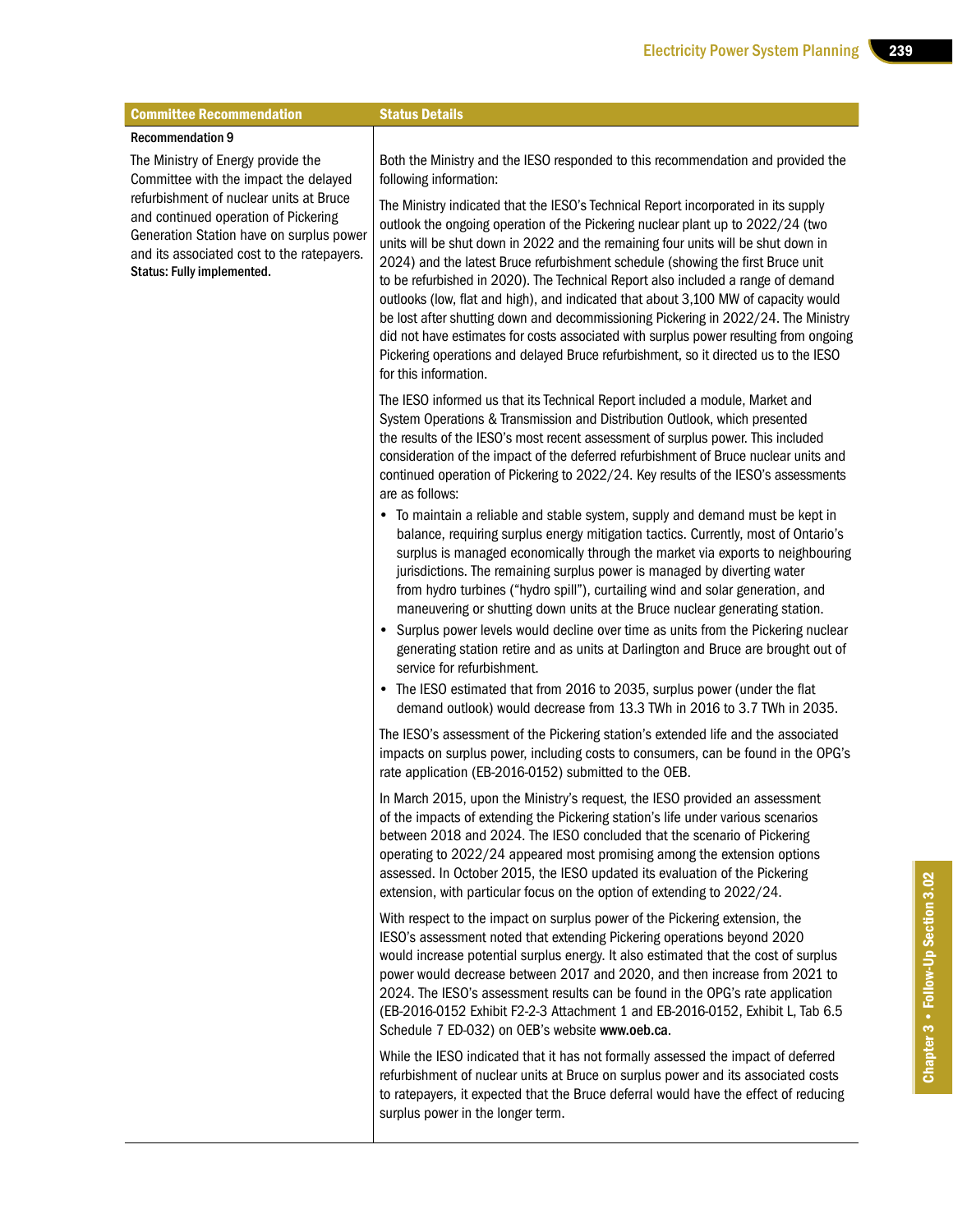| Committee Recommendation | Status Details |
|---|---|
| **Recommendation 9**<br><br>The Ministry of Energy provide the Committee with the impact the delayed refurbishment of nuclear units at Bruce and continued operation of Pickering Generation Station have on surplus power and its associated cost to the ratepayers.<br>**Status: Fully implemented.** | Both the Ministry and the IESO responded to this recommendation and provided the following information:<br><br>The Ministry indicated that the IESO's Technical Report incorporated in its supply outlook the ongoing operation of the Pickering nuclear plant up to 2022/24 (two units will be shut down in 2022 and the remaining four units will be shut down in 2024) and the latest Bruce refurbishment schedule (showing the first Bruce unit to be refurbished in 2020). The Technical Report also included a range of demand outlooks (low, flat and high), and indicated that about 3,100 MW of capacity would be lost after shutting down and decommissioning Pickering in 2022/24. The Ministry did not have estimates for costs associated with surplus power resulting from ongoing Pickering operations and delayed Bruce refurbishment, so it directed us to the IESO for this information.<br><br>The IESO informed us that its Technical Report included a module, Market and System Operations & Transmission and Distribution Outlook, which presented the results of the IESO's most recent assessment of surplus power. This included consideration of the impact of the deferred refurbishment of Bruce nuclear units and continued operation of Pickering to 2022/24. Key results of the IESO's assessments are as follows:<br>• To maintain a reliable and stable system, supply and demand must be kept in balance, requiring surplus energy mitigation tactics. Currently, most of Ontario's surplus is managed economically through the market via exports to neighbouring jurisdictions. The remaining surplus power is managed by diverting water from hydro turbines ("hydro spill"), curtailing wind and solar generation, and maneuvering or shutting down units at the Bruce nuclear generating station.<br>• Surplus power levels would decline over time as units from the Pickering nuclear generating station retire and as units at Darlington and Bruce are brought out of service for refurbishment.<br>• The IESO estimated that from 2016 to 2035, surplus power (under the flat demand outlook) would decrease from 13.3 TWh in 2016 to 3.7 TWh in 2035.<br><br>The IESO's assessment of the Pickering station's extended life and the associated impacts on surplus power, including costs to consumers, can be found in the OPG's rate application (EB-2016-0152) submitted to the OEB.<br><br>In March 2015, upon the Ministry's request, the IESO provided an assessment of the impacts of extending the Pickering station's life under various scenarios between 2018 and 2024. The IESO concluded that the scenario of Pickering operating to 2022/24 appeared most promising among the extension options assessed. In October 2015, the IESO updated its evaluation of the Pickering extension, with particular focus on the option of extending to 2022/24.<br><br>With respect to the impact on surplus power of the Pickering extension, the IESO's assessment noted that extending Pickering operations beyond 2020 would increase potential surplus energy. It also estimated that the cost of surplus power would decrease between 2017 and 2020, and then increase from 2021 to 2024. The IESO's assessment results can be found in the OPG's rate application (EB-2016-0152 Exhibit F2-2-3 Attachment 1 and EB-2016-0152, Exhibit L, Tab 6.5 Schedule 7 ED-032) on OEB's website **www.oeb.ca**.<br><br>While the IESO indicated that it has not formally assessed the impact of deferred refurbishment of nuclear units at Bruce on surplus power and its associated costs to ratepayers, it expected that the Bruce deferral would have the effect of reducing surplus power in the longer term. |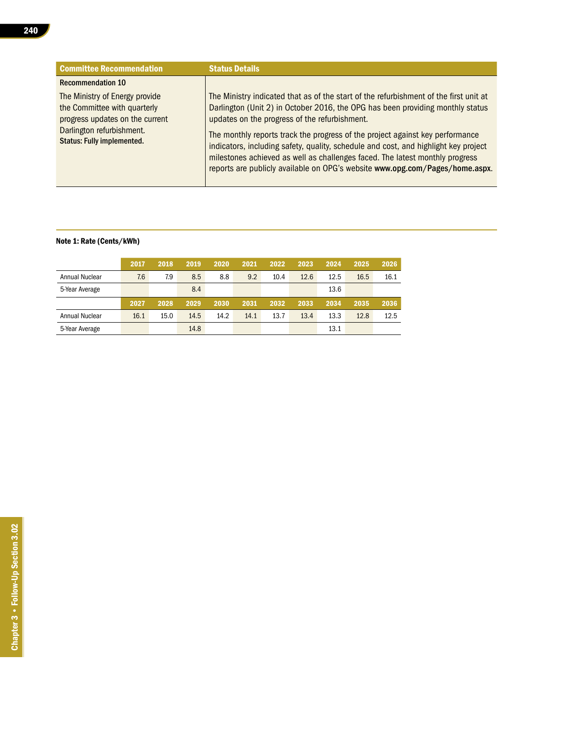| Committee Recommendation | Status Details |
| --- | --- |
| **Recommendation 10**<br>The Ministry of Energy provide the Committee with quarterly progress updates on the current Darlington refurbishment.<br>**Status: Fully implemented.** | The Ministry indicated that as of the start of the refurbishment of the first unit at Darlington (Unit 2) in October 2016, the OPG has been providing monthly status updates on the progress of the refurbishment.<br>The monthly reports track the progress of the project against key performance indicators, including safety, quality, schedule and cost, and highlight key project milestones achieved as well as challenges faced. The latest monthly progress reports are publicly available on OPG's website **www.opg.com/Pages/home.aspx**. |

**Note 1: Rate (Cents/kWh)**

| | 2017 | 2018 | 2019 | 2020 | 2021 | 2022 | 2023 | 2024 | 2025 | 2026 |
| --- | --- | --- | --- | --- | --- | --- | --- | --- | --- | --- |
| Annual Nuclear | 7.6 | 7.9 | 8.5 | 8.8 | 9.2 | 10.4 | 12.6 | 12.5 | 16.5 | 16.1 |
| 5-Year Average | | | 8.4 | | | | | 13.6 | | |
| | **2027** | **2028** | **2029** | **2030** | **2031** | **2032** | **2033** | **2034** | **2035** | **2036** |
| Annual Nuclear | 16.1 | 15.0 | 14.5 | 14.2 | 14.1 | 13.7 | 13.4 | 13.3 | 12.8 | 12.5 |
| 5-Year Average | | | 14.8 | | | | | 13.1 | | |